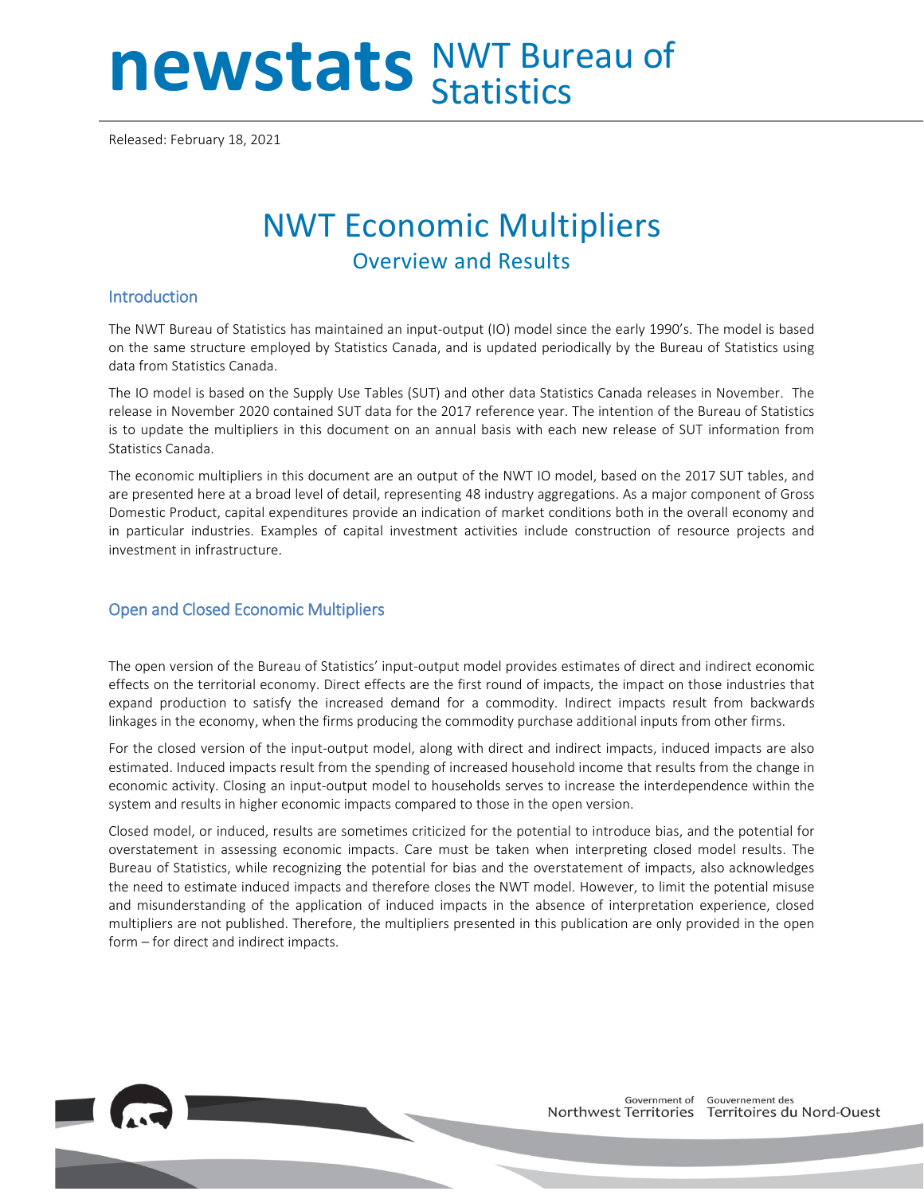newstats NWT Bureau of Statistics

Released: February 18, 2021

# NWT Economic Multipliers

## Overview and Results

### Introduction

The NWT Bureau of Statistics has maintained an input-output (IO) model since the early 1990's. The model is based on the same structure employed by Statistics Canada, and is updated periodically by the Bureau of Statistics using data from Statistics Canada.

The IO model is based on the Supply Use Tables (SUT) and other data Statistics Canada releases in November. The release in November 2020 contained SUT data for the 2017 reference year. The intention of the Bureau of Statistics is to update the multipliers in this document on an annual basis with each new release of SUT information from Statistics Canada.

The economic multipliers in this document are an output of the NWT IO model, based on the 2017 SUT tables, and are presented here at a broad level of detail, representing 48 industry aggregations. As a major component of Gross Domestic Product, capital expenditures provide an indication of market conditions both in the overall economy and in particular industries. Examples of capital investment activities include construction of resource projects and investment in infrastructure.

### Open and Closed Economic Multipliers

The open version of the Bureau of Statistics' input-output model provides estimates of direct and indirect economic effects on the territorial economy. Direct effects are the first round of impacts, the impact on those industries that expand production to satisfy the increased demand for a commodity. Indirect impacts result from backwards linkages in the economy, when the firms producing the commodity purchase additional inputs from other firms.

For the closed version of the input-output model, along with direct and indirect impacts, induced impacts are also estimated. Induced impacts result from the spending of increased household income that results from the change in economic activity. Closing an input-output model to households serves to increase the interdependence within the system and results in higher economic impacts compared to those in the open version.

Closed model, or induced, results are sometimes criticized for the potential to introduce bias, and the potential for overstatement in assessing economic impacts. Care must be taken when interpreting closed model results. The Bureau of Statistics, while recognizing the potential for bias and the overstatement of impacts, also acknowledges the need to estimate induced impacts and therefore closes the NWT model. However, to limit the potential misuse and misunderstanding of the application of induced impacts in the absence of interpretation experience, closed multipliers are not published. Therefore, the multipliers presented in this publication are only provided in the open form – for direct and indirect impacts.

Government of Northwest Territories / Gouvernement des Territoires du Nord-Ouest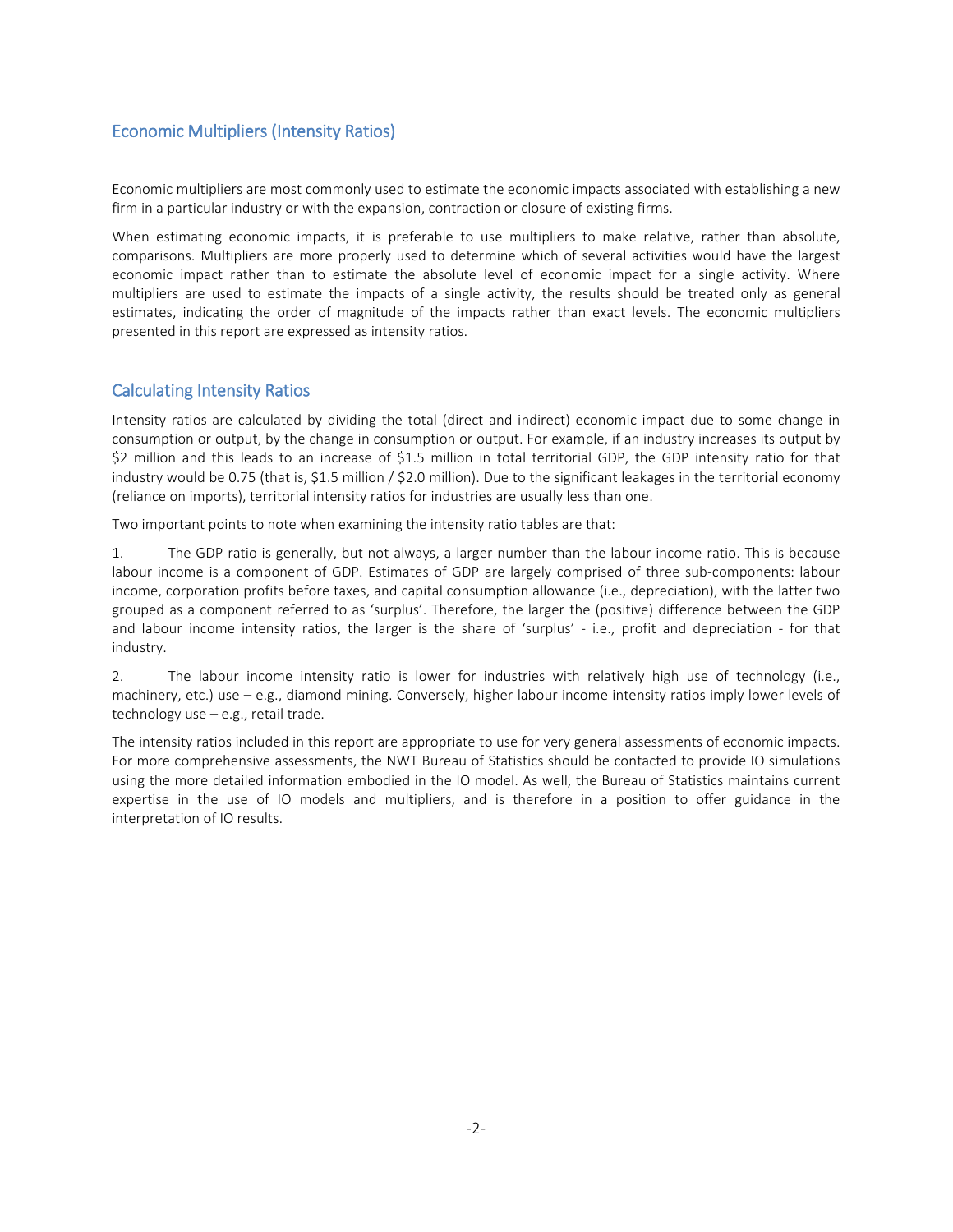## Economic Multipliers (Intensity Ratios)

Economic multipliers are most commonly used to estimate the economic impacts associated with establishing a new firm in a particular industry or with the expansion, contraction or closure of existing firms.

When estimating economic impacts, it is preferable to use multipliers to make relative, rather than absolute, comparisons. Multipliers are more properly used to determine which of several activities would have the largest economic impact rather than to estimate the absolute level of economic impact for a single activity. Where multipliers are used to estimate the impacts of a single activity, the results should be treated only as general estimates, indicating the order of magnitude of the impacts rather than exact levels. The economic multipliers presented in this report are expressed as intensity ratios.

## Calculating Intensity Ratios

Intensity ratios are calculated by dividing the total (direct and indirect) economic impact due to some change in consumption or output, by the change in consumption or output. For example, if an industry increases its output by $2 million and this leads to an increase of $1.5 million in total territorial GDP, the GDP intensity ratio for that industry would be 0.75 (that is, $1.5 million / $2.0 million). Due to the significant leakages in the territorial economy (reliance on imports), territorial intensity ratios for industries are usually less than one.

Two important points to note when examining the intensity ratio tables are that:

1. The GDP ratio is generally, but not always, a larger number than the labour income ratio. This is because labour income is a component of GDP. Estimates of GDP are largely comprised of three sub-components: labour income, corporation profits before taxes, and capital consumption allowance (i.e., depreciation), with the latter two grouped as a component referred to as 'surplus'. Therefore, the larger the (positive) difference between the GDP and labour income intensity ratios, the larger is the share of 'surplus' - i.e., profit and depreciation - for that industry.

2. The labour income intensity ratio is lower for industries with relatively high use of technology (i.e., machinery, etc.) use – e.g., diamond mining. Conversely, higher labour income intensity ratios imply lower levels of technology use – e.g., retail trade.

The intensity ratios included in this report are appropriate to use for very general assessments of economic impacts. For more comprehensive assessments, the NWT Bureau of Statistics should be contacted to provide IO simulations using the more detailed information embodied in the IO model. As well, the Bureau of Statistics maintains current expertise in the use of IO models and multipliers, and is therefore in a position to offer guidance in the interpretation of IO results.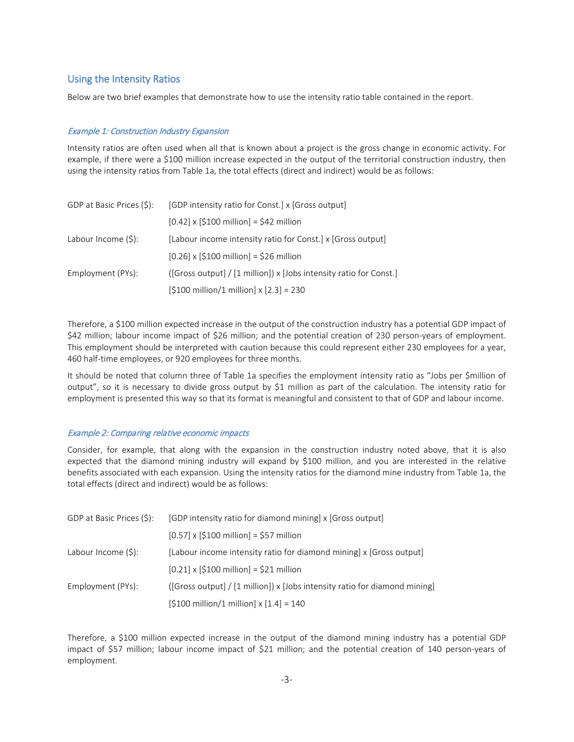## Using the Intensity Ratios

Below are two brief examples that demonstrate how to use the intensity ratio table contained in the report.

### *Example 1: Construction Industry Expansion*

Intensity ratios are often used when all that is known about a project is the gross change in economic activity. For example, if there were a $100 million increase expected in the output of the territorial construction industry, then using the intensity ratios from Table 1a, the total effects (direct and indirect) would be as follows:

| | |
|---|---|
| GDP at Basic Prices ($): | [GDP intensity ratio for Const.] x [Gross output] |
| | [0.42] x [$100 million] = $42 million |
| Labour Income ($): | [Labour income intensity ratio for Const.] x [Gross output] |
| | [0.26] x [$100 million] = $26 million |
| Employment (PYs): | ([Gross output] / [1 million]) x [Jobs intensity ratio for Const.] |
| | [$100 million/1 million] x [2.3] = 230 |

Therefore, a $100 million expected increase in the output of the construction industry has a potential GDP impact of $42 million; labour income impact of $26 million; and the potential creation of 230 person-years of employment. This employment should be interpreted with caution because this could represent either 230 employees for a year, 460 half-time employees, or 920 employees for three months.

It should be noted that column three of Table 1a specifies the employment intensity ratio as "Jobs per $million of output", so it is necessary to divide gross output by $1 million as part of the calculation. The intensity ratio for employment is presented this way so that its format is meaningful and consistent to that of GDP and labour income.

### *Example 2: Comparing relative economic impacts*

Consider, for example, that along with the expansion in the construction industry noted above, that it is also expected that the diamond mining industry will expand by $100 million, and you are interested in the relative benefits associated with each expansion. Using the intensity ratios for the diamond mine industry from Table 1a, the total effects (direct and indirect) would be as follows:

| | |
|---|---|
| GDP at Basic Prices ($): | [GDP intensity ratio for diamond mining] x [Gross output] |
| | [0.57] x [$100 million] = $57 million |
| Labour Income ($): | [Labour income intensity ratio for diamond mining] x [Gross output] |
| | [0.21] x [$100 million] = $21 million |
| Employment (PYs): | ([Gross output] / [1 million]) x [Jobs intensity ratio for diamond mining] |
| | [$100 million/1 million] x [1.4] = 140 |

Therefore, a $100 million expected increase in the output of the diamond mining industry has a potential GDP impact of $57 million; labour income impact of $21 million; and the potential creation of 140 person-years of employment.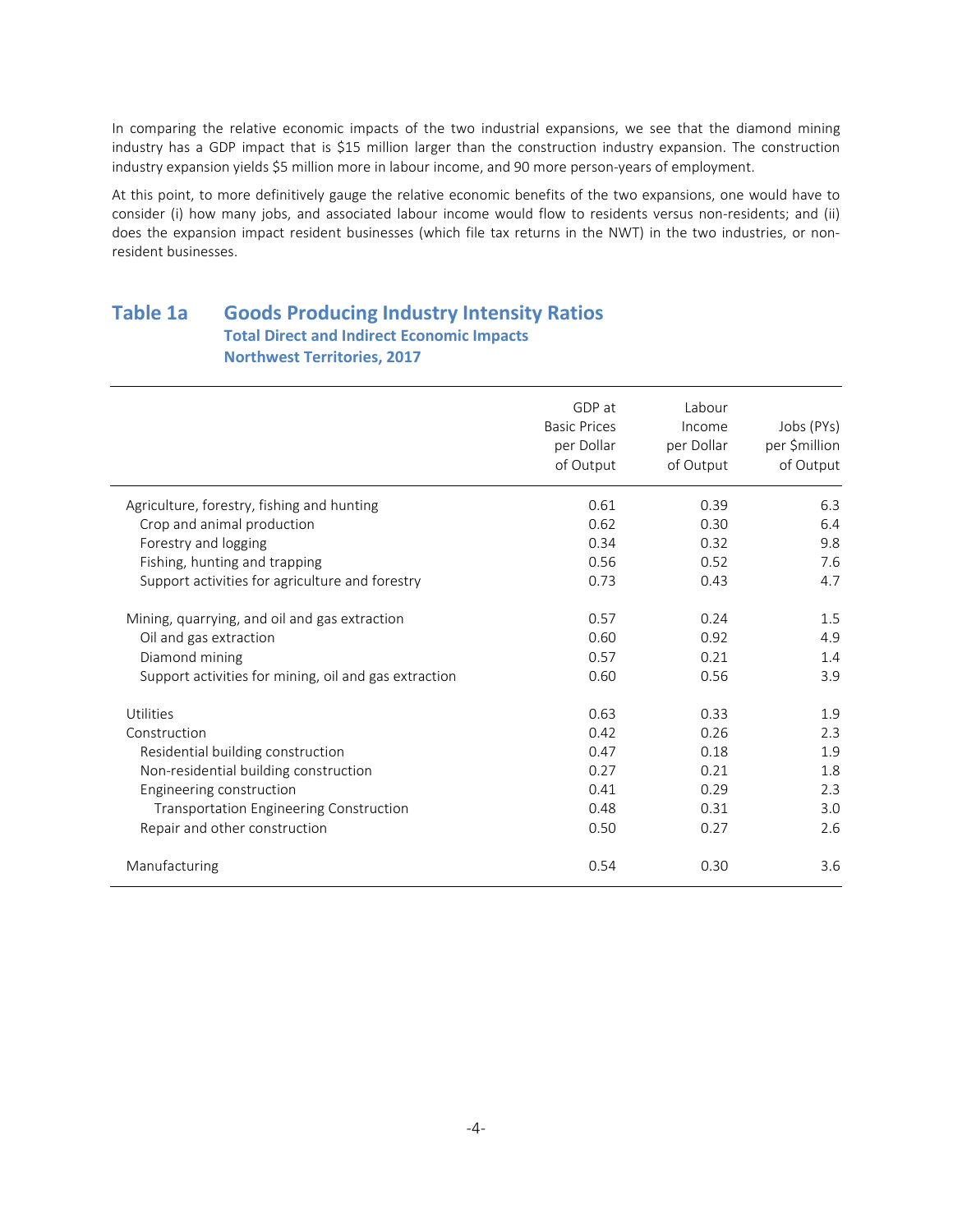In comparing the relative economic impacts of the two industrial expansions, we see that the diamond mining industry has a GDP impact that is $15 million larger than the construction industry expansion. The construction industry expansion yields $5 million more in labour income, and 90 more person-years of employment.

At this point, to more definitively gauge the relative economic benefits of the two expansions, one would have to consider (i) how many jobs, and associated labour income would flow to residents versus non-residents; and (ii) does the expansion impact resident businesses (which file tax returns in the NWT) in the two industries, or non-resident businesses.

## Table 1a Goods Producing Industry Intensity Ratios

### Total Direct and Indirect Economic Impacts
### Northwest Territories, 2017

| | GDP at Basic Prices per Dollar of Output | Labour Income per Dollar of Output | Jobs (PYs) per $million of Output |
|---|---|---|---|
| Agriculture, forestry, fishing and hunting | 0.61 | 0.39 | 6.3 |
| Crop and animal production | 0.62 | 0.30 | 6.4 |
| Forestry and logging | 0.34 | 0.32 | 9.8 |
| Fishing, hunting and trapping | 0.56 | 0.52 | 7.6 |
| Support activities for agriculture and forestry | 0.73 | 0.43 | 4.7 |
| Mining, quarrying, and oil and gas extraction | 0.57 | 0.24 | 1.5 |
| Oil and gas extraction | 0.60 | 0.92 | 4.9 |
| Diamond mining | 0.57 | 0.21 | 1.4 |
| Support activities for mining, oil and gas extraction | 0.60 | 0.56 | 3.9 |
| Utilities | 0.63 | 0.33 | 1.9 |
| Construction | 0.42 | 0.26 | 2.3 |
| Residential building construction | 0.47 | 0.18 | 1.9 |
| Non-residential building construction | 0.27 | 0.21 | 1.8 |
| Engineering construction | 0.41 | 0.29 | 2.3 |
| Transportation Engineering Construction | 0.48 | 0.31 | 3.0 |
| Repair and other construction | 0.50 | 0.27 | 2.6 |
| Manufacturing | 0.54 | 0.30 | 3.6 |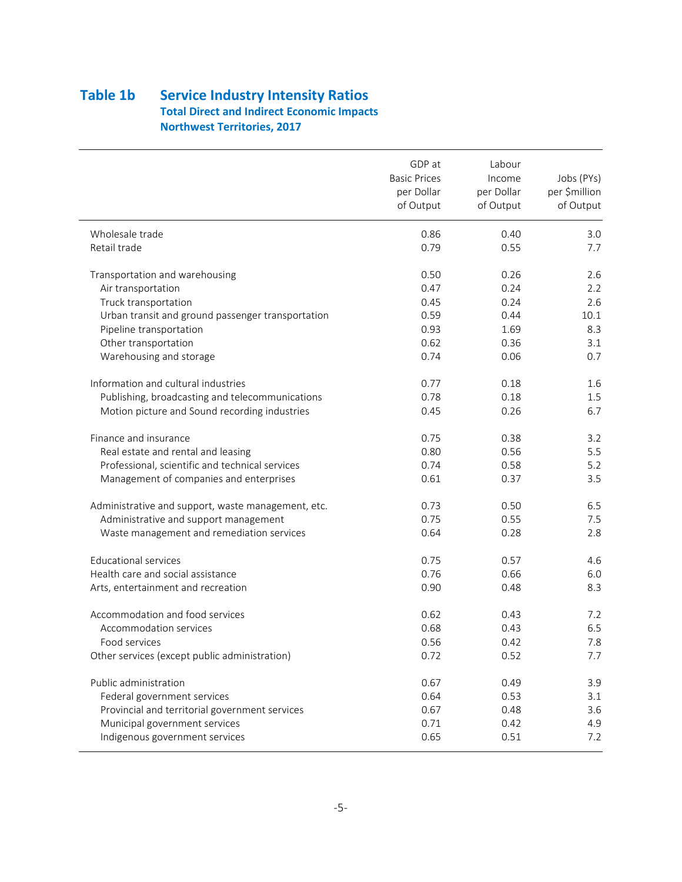## Table 1b Service Industry Intensity Ratios

### Total Direct and Indirect Economic Impacts
### Northwest Territories, 2017

| | GDP at Basic Prices per Dollar of Output | Labour Income per Dollar of Output | Jobs (PYs) per $million of Output |
|---|---|---|---|
| Wholesale trade | 0.86 | 0.40 | 3.0 |
| Retail trade | 0.79 | 0.55 | 7.7 |
| Transportation and warehousing | 0.50 | 0.26 | 2.6 |
| Air transportation | 0.47 | 0.24 | 2.2 |
| Truck transportation | 0.45 | 0.24 | 2.6 |
| Urban transit and ground passenger transportation | 0.59 | 0.44 | 10.1 |
| Pipeline transportation | 0.93 | 1.69 | 8.3 |
| Other transportation | 0.62 | 0.36 | 3.1 |
| Warehousing and storage | 0.74 | 0.06 | 0.7 |
| Information and cultural industries | 0.77 | 0.18 | 1.6 |
| Publishing, broadcasting and telecommunications | 0.78 | 0.18 | 1.5 |
| Motion picture and Sound recording industries | 0.45 | 0.26 | 6.7 |
| Finance and insurance | 0.75 | 0.38 | 3.2 |
| Real estate and rental and leasing | 0.80 | 0.56 | 5.5 |
| Professional, scientific and technical services | 0.74 | 0.58 | 5.2 |
| Management of companies and enterprises | 0.61 | 0.37 | 3.5 |
| Administrative and support, waste management, etc. | 0.73 | 0.50 | 6.5 |
| Administrative and support management | 0.75 | 0.55 | 7.5 |
| Waste management and remediation services | 0.64 | 0.28 | 2.8 |
| Educational services | 0.75 | 0.57 | 4.6 |
| Health care and social assistance | 0.76 | 0.66 | 6.0 |
| Arts, entertainment and recreation | 0.90 | 0.48 | 8.3 |
| Accommodation and food services | 0.62 | 0.43 | 7.2 |
| Accommodation services | 0.68 | 0.43 | 6.5 |
| Food services | 0.56 | 0.42 | 7.8 |
| Other services (except public administration) | 0.72 | 0.52 | 7.7 |
| Public administration | 0.67 | 0.49 | 3.9 |
| Federal government services | 0.64 | 0.53 | 3.1 |
| Provincial and territorial government services | 0.67 | 0.48 | 3.6 |
| Municipal government services | 0.71 | 0.42 | 4.9 |
| Indigenous government services | 0.65 | 0.51 | 7.2 |